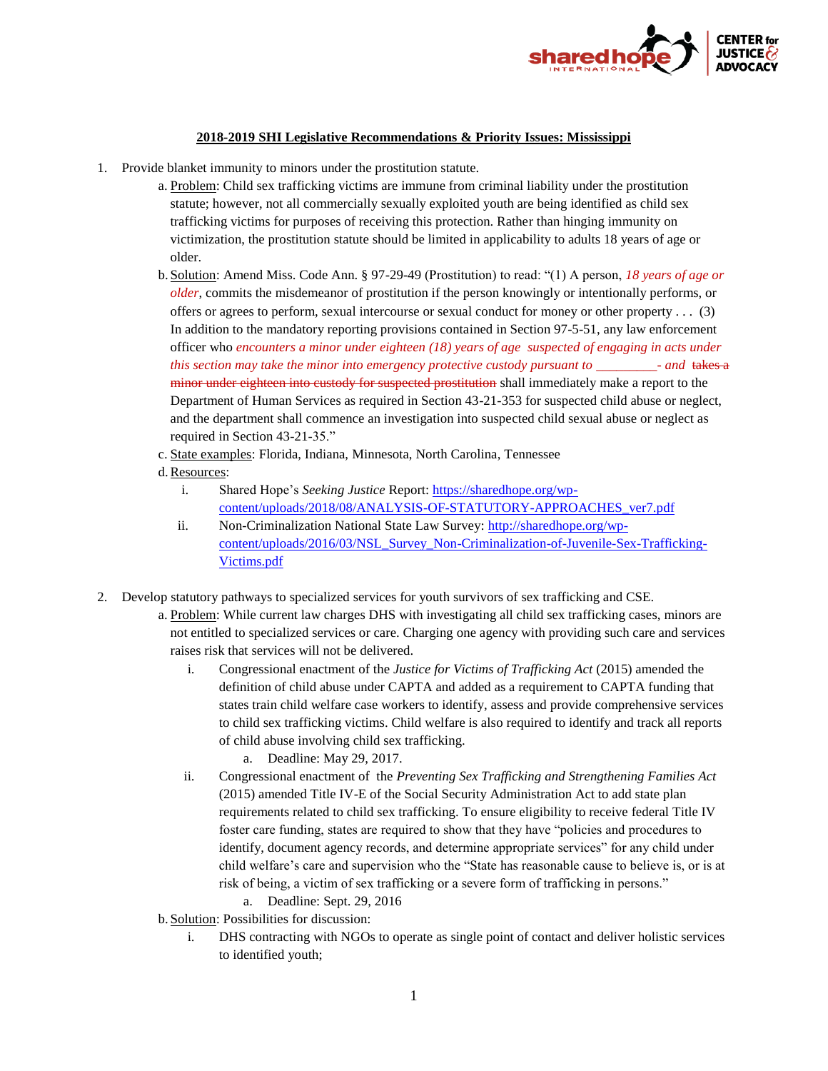**2018-2019 SHI Legislative Recommendations & Priority Issues: Mississippi**

1. Provide blanket immunity to minors under the prostitution statute.
   a. Problem: Child sex trafficking victims are immune from criminal liability under the prostitution statute; however, not all commercially sexually exploited youth are being identified as child sex trafficking victims for purposes of receiving this protection. Rather than hinging immunity on victimization, the prostitution statute should be limited in applicability to adults 18 years of age or older.
   b. Solution: Amend Miss. Code Ann. § 97-29-49 (Prostitution) to read: "(1) A person, *18 years of age or older*, commits the misdemeanor of prostitution if the person knowingly or intentionally performs, or offers or agrees to perform, sexual intercourse or sexual conduct for money or other property . . . (3) In addition to the mandatory reporting provisions contained in Section 97-5-51, any law enforcement officer who *encounters a minor under eighteen (18) years of age suspected of engaging in acts under this section may take the minor into emergency protective custody pursuant to _________- and* ~~takes a minor under eighteen into custody for suspected prostitution~~ shall immediately make a report to the Department of Human Services as required in Section 43-21-353 for suspected child abuse or neglect, and the department shall commence an investigation into suspected child sexual abuse or neglect as required in Section 43-21-35."
   c. State examples: Florida, Indiana, Minnesota, North Carolina, Tennessee
   d. Resources:
      i. Shared Hope's *Seeking Justice* Report: https://sharedhope.org/wp-content/uploads/2018/08/ANALYSIS-OF-STATUTORY-APPROACHES_ver7.pdf
      ii. Non-Criminalization National State Law Survey: http://sharedhope.org/wp-content/uploads/2016/03/NSL_Survey_Non-Criminalization-of-Juvenile-Sex-Trafficking-Victims.pdf

2. Develop statutory pathways to specialized services for youth survivors of sex trafficking and CSE.
   a. Problem: While current law charges DHS with investigating all child sex trafficking cases, minors are not entitled to specialized services or care. Charging one agency with providing such care and services raises risk that services will not be delivered.
      i. Congressional enactment of the *Justice for Victims of Trafficking Act* (2015) amended the definition of child abuse under CAPTA and added as a requirement to CAPTA funding that states train child welfare case workers to identify, assess and provide comprehensive services to child sex trafficking victims. Child welfare is also required to identify and track all reports of child abuse involving child sex trafficking.
         a. Deadline: May 29, 2017.
      ii. Congressional enactment of the *Preventing Sex Trafficking and Strengthening Families Act* (2015) amended Title IV-E of the Social Security Administration Act to add state plan requirements related to child sex trafficking. To ensure eligibility to receive federal Title IV foster care funding, states are required to show that they have "policies and procedures to identify, document agency records, and determine appropriate services" for any child under child welfare's care and supervision who the "State has reasonable cause to believe is, or is at risk of being, a victim of sex trafficking or a severe form of trafficking in persons."
         a. Deadline: Sept. 29, 2016
   b. Solution: Possibilities for discussion:
      i. DHS contracting with NGOs to operate as single point of contact and deliver holistic services to identified youth;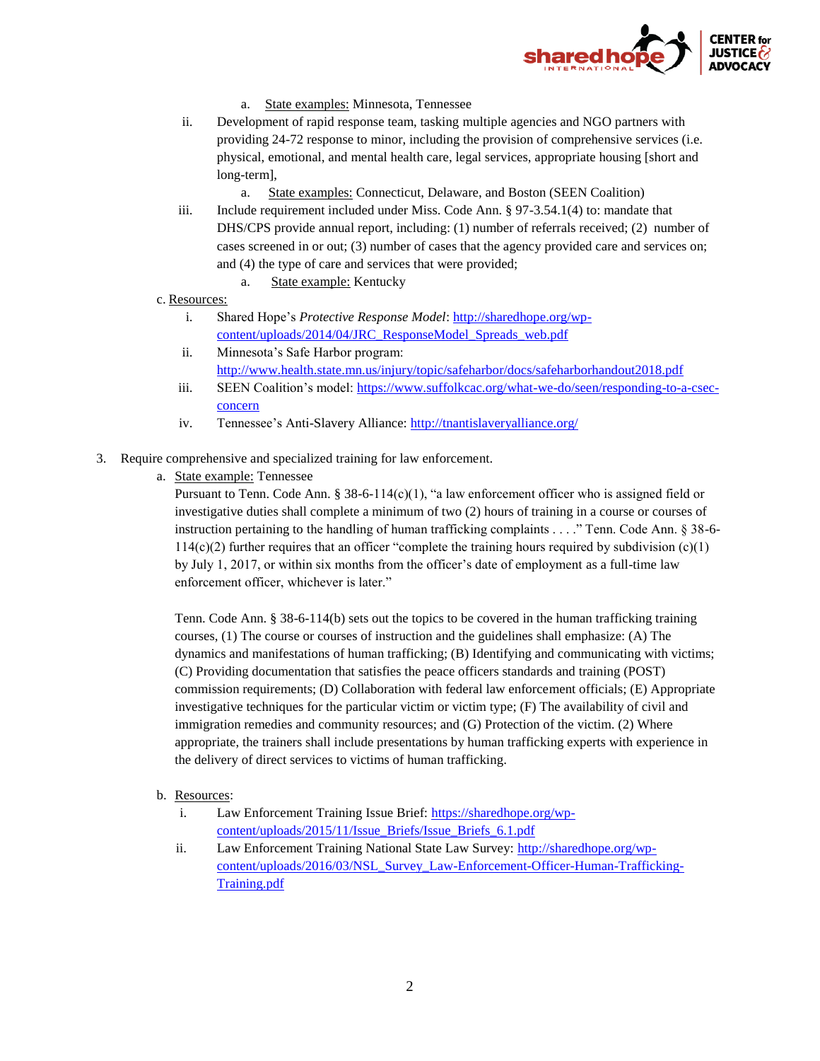a. State examples: Minnesota, Tennessee

ii. Development of rapid response team, tasking multiple agencies and NGO partners with providing 24-72 response to minor, including the provision of comprehensive services (i.e. physical, emotional, and mental health care, legal services, appropriate housing [short and long-term],

a. State examples: Connecticut, Delaware, and Boston (SEEN Coalition)

iii. Include requirement included under Miss. Code Ann. § 97-3.54.1(4) to: mandate that DHS/CPS provide annual report, including: (1) number of referrals received; (2) number of cases screened in or out; (3) number of cases that the agency provided care and services on; and (4) the type of care and services that were provided;

a. State example: Kentucky

c. Resources:

i. Shared Hope's *Protective Response Model*: http://sharedhope.org/wp-content/uploads/2014/04/JRC_ResponseModel_Spreads_web.pdf

ii. Minnesota's Safe Harbor program: http://www.health.state.mn.us/injury/topic/safeharbor/docs/safeharborhandout2018.pdf

iii. SEEN Coalition's model: https://www.suffolkcac.org/what-we-do/seen/responding-to-a-csec-concern

iv. Tennessee's Anti-Slavery Alliance: http://tnantislaveryalliance.org/

3. Require comprehensive and specialized training for law enforcement.

a. State example: Tennessee

Pursuant to Tenn. Code Ann. § 38-6-114(c)(1), "a law enforcement officer who is assigned field or investigative duties shall complete a minimum of two (2) hours of training in a course or courses of instruction pertaining to the handling of human trafficking complaints . . . ." Tenn. Code Ann. § 38-6-114(c)(2) further requires that an officer "complete the training hours required by subdivision (c)(1) by July 1, 2017, or within six months from the officer's date of employment as a full-time law enforcement officer, whichever is later."

Tenn. Code Ann. § 38-6-114(b) sets out the topics to be covered in the human trafficking training courses, (1) The course or courses of instruction and the guidelines shall emphasize: (A) The dynamics and manifestations of human trafficking; (B) Identifying and communicating with victims; (C) Providing documentation that satisfies the peace officers standards and training (POST) commission requirements; (D) Collaboration with federal law enforcement officials; (E) Appropriate investigative techniques for the particular victim or victim type; (F) The availability of civil and immigration remedies and community resources; and (G) Protection of the victim. (2) Where appropriate, the trainers shall include presentations by human trafficking experts with experience in the delivery of direct services to victims of human trafficking.

b. Resources:

i. Law Enforcement Training Issue Brief: https://sharedhope.org/wp-content/uploads/2015/11/Issue_Briefs/Issue_Briefs_6.1.pdf

ii. Law Enforcement Training National State Law Survey: http://sharedhope.org/wp-content/uploads/2016/03/NSL_Survey_Law-Enforcement-Officer-Human-Trafficking-Training.pdf